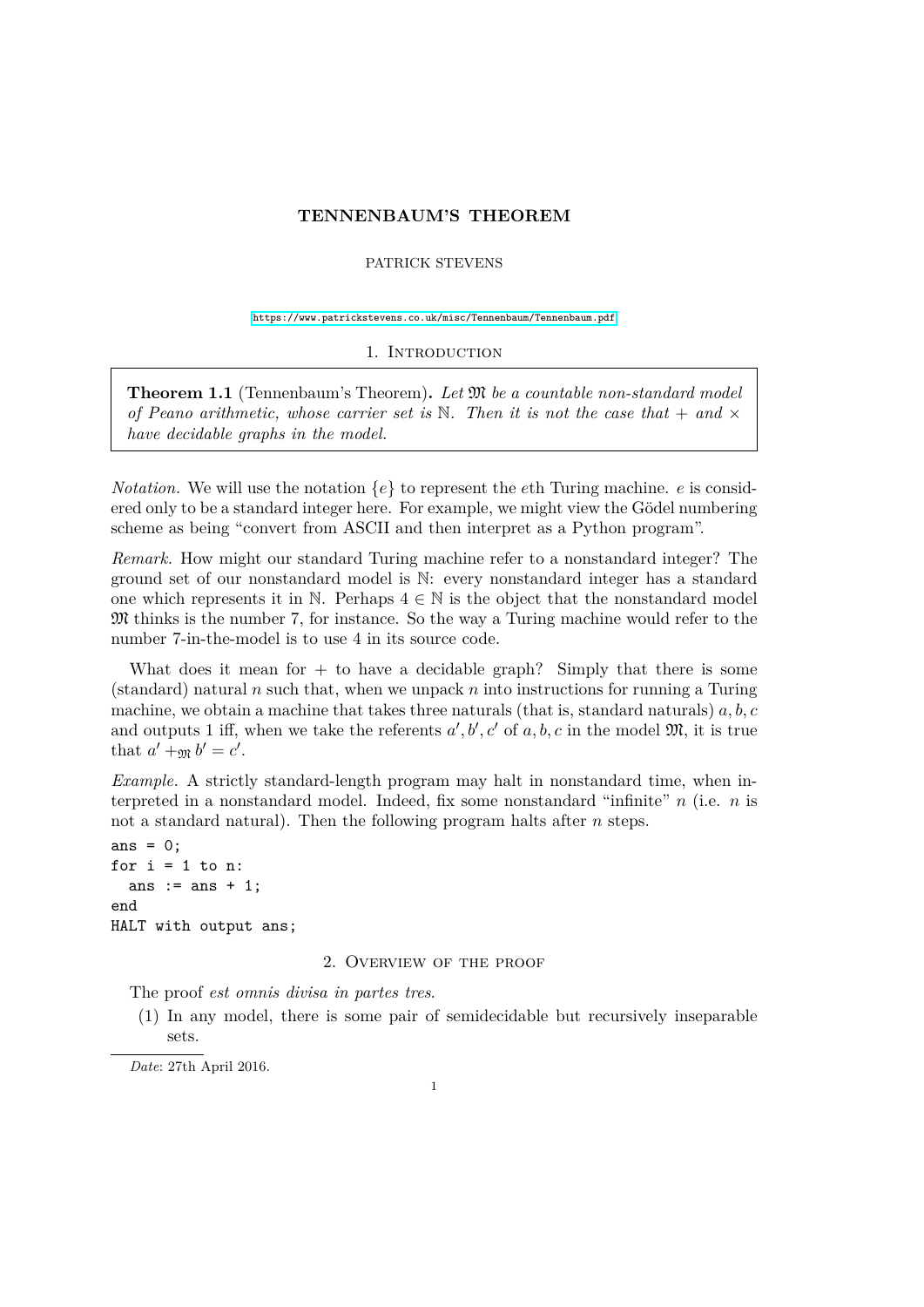# TENNENBAUM'S THEOREM

PATRICK STEVENS

https://www.patrickstevens.co.uk/misc/Tennenbaum/Tennenbaum.pdf

## 1. Introduction

**Theorem 1.1** (Tennenbaum's Theorem)**.** *Let $\mathfrak{M}$ be a countable non-standard model of Peano arithmetic, whose carrier set is $\mathbb{N}$. Then it is not the case that $+$ and $\times$ have decidable graphs in the model.*

*Notation.* We will use the notation $\{e\}$ to represent the $e$th Turing machine. $e$ is considered only to be a standard integer here. For example, we might view the Gödel numbering scheme as being "convert from ASCII and then interpret as a Python program".

*Remark.* How might our standard Turing machine refer to a nonstandard integer? The ground set of our nonstandard model is $\mathbb{N}$: every nonstandard integer has a standard one which represents it in $\mathbb{N}$. Perhaps $4 \in \mathbb{N}$ is the object that the nonstandard model $\mathfrak{M}$ thinks is the number 7, for instance. So the way a Turing machine would refer to the number 7-in-the-model is to use 4 in its source code.

What does it mean for $+$ to have a decidable graph? Simply that there is some (standard) natural $n$ such that, when we unpack $n$ into instructions for running a Turing machine, we obtain a machine that takes three naturals (that is, standard naturals) $a, b, c$ and outputs 1 iff, when we take the referents $a', b', c'$ of $a, b, c$ in the model $\mathfrak{M}$, it is true that $a' +_{\mathfrak{M}} b' = c'$.

*Example.* A strictly standard-length program may halt in nonstandard time, when interpreted in a nonstandard model. Indeed, fix some nonstandard "infinite" $n$ (i.e. $n$ is not a standard natural). Then the following program halts after $n$ steps.

```
ans = 0;
for i = 1 to n:
  ans := ans + 1;
end
HALT with output ans;
```

## 2. Overview of the proof

The proof *est omnis divisa in partes tres*.

1. In any model, there is some pair of semidecidable but recursively inseparable sets.

*Date*: 27th April 2016.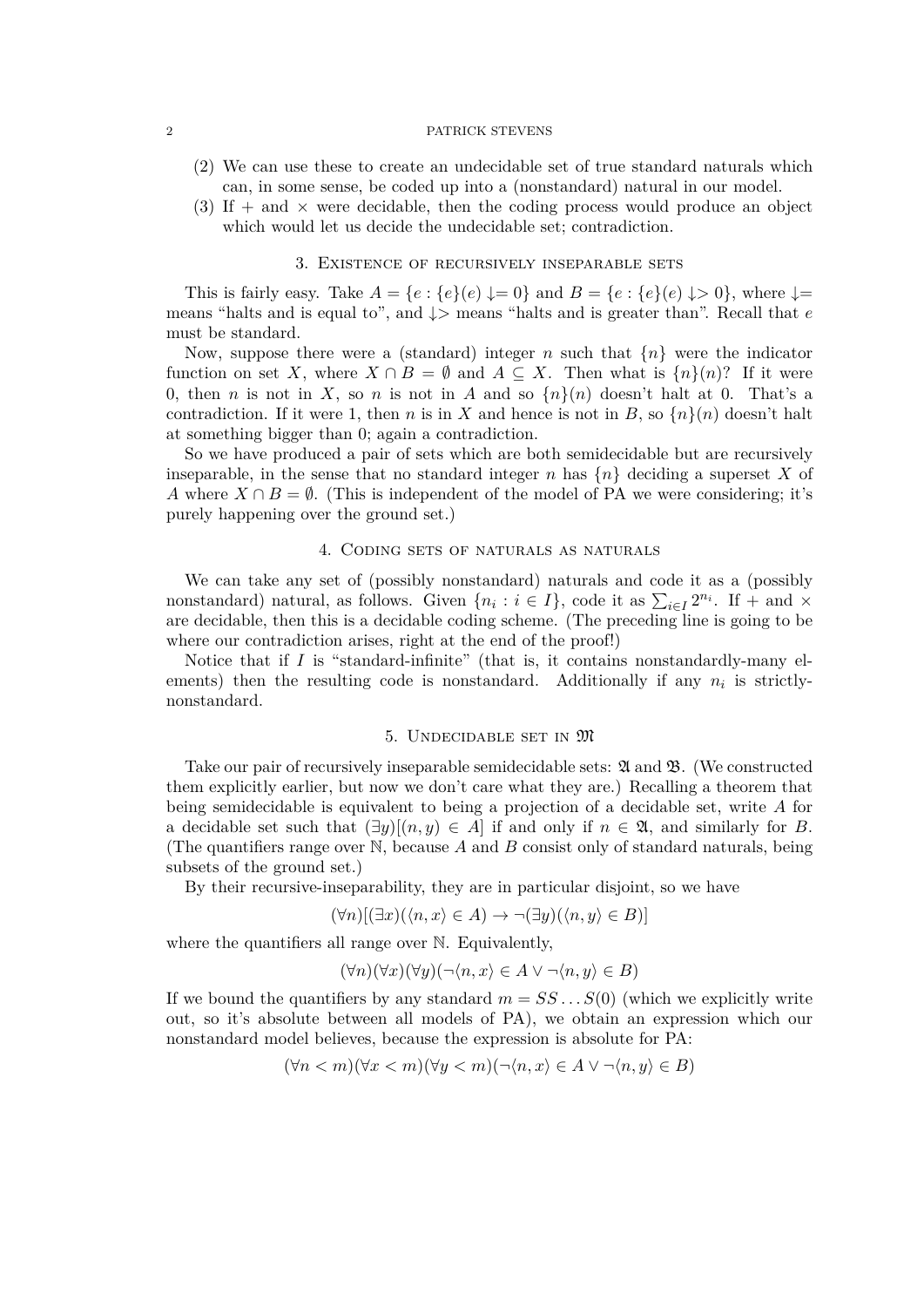(2) We can use these to create an undecidable set of true standard naturals which can, in some sense, be coded up into a (nonstandard) natural in our model.
(3) If $+$ and $\times$ were decidable, then the coding process would produce an object which would let us decide the undecidable set; contradiction.

## 3. Existence of recursively inseparable sets

This is fairly easy. Take $A = \{e : \{e\}(e) \downarrow= 0\}$ and $B = \{e : \{e\}(e) \downarrow> 0\}$, where $\downarrow=$ means "halts and is equal to", and $\downarrow>$ means "halts and is greater than". Recall that $e$ must be standard.

Now, suppose there were a (standard) integer $n$ such that $\{n\}$ were the indicator function on set $X$, where $X \cap B = \emptyset$ and $A \subseteq X$. Then what is $\{n\}(n)$? If it were 0, then $n$ is not in $X$, so $n$ is not in $A$ and so $\{n\}(n)$ doesn't halt at 0. That's a contradiction. If it were 1, then $n$ is in $X$ and hence is not in $B$, so $\{n\}(n)$ doesn't halt at something bigger than 0; again a contradiction.

So we have produced a pair of sets which are both semidecidable but are recursively inseparable, in the sense that no standard integer $n$ has $\{n\}$ deciding a superset $X$ of $A$ where $X \cap B = \emptyset$. (This is independent of the model of PA we were considering; it's purely happening over the ground set.)

## 4. Coding sets of naturals as naturals

We can take any set of (possibly nonstandard) naturals and code it as a (possibly nonstandard) natural, as follows. Given $\{n_i : i \in I\}$, code it as $\sum_{i \in I} 2^{n_i}$. If $+$ and $\times$ are decidable, then this is a decidable coding scheme. (The preceding line is going to be where our contradiction arises, right at the end of the proof!)

Notice that if $I$ is "standard-infinite" (that is, it contains nonstandardly-many elements) then the resulting code is nonstandard. Additionally if any $n_i$ is strictly-nonstandard.

## 5. Undecidable set in $\mathfrak{M}$

Take our pair of recursively inseparable semidecidable sets: $\mathfrak{A}$ and $\mathfrak{B}$. (We constructed them explicitly earlier, but now we don't care what they are.) Recalling a theorem that being semidecidable is equivalent to being a projection of a decidable set, write $A$ for a decidable set such that $(\exists y)[(n, y) \in A]$ if and only if $n \in \mathfrak{A}$, and similarly for $B$. (The quantifiers range over $\mathbb{N}$, because $A$ and $B$ consist only of standard naturals, being subsets of the ground set.)

By their recursive-inseparability, they are in particular disjoint, so we have

$$(\forall n)[(\exists x)(\langle n, x \rangle \in A) \to \neg(\exists y)(\langle n, y \rangle \in B)]$$

where the quantifiers all range over $\mathbb{N}$. Equivalently,

$$(\forall n)(\forall x)(\forall y)(\neg \langle n, x \rangle \in A \vee \neg \langle n, y \rangle \in B)$$

If we bound the quantifiers by any standard $m = SS \ldots S(0)$ (which we explicitly write out, so it's absolute between all models of PA), we obtain an expression which our nonstandard model believes, because the expression is absolute for PA:

$$(\forall n < m)(\forall x < m)(\forall y < m)(\neg \langle n, x \rangle \in A \vee \neg \langle n, y \rangle \in B)$$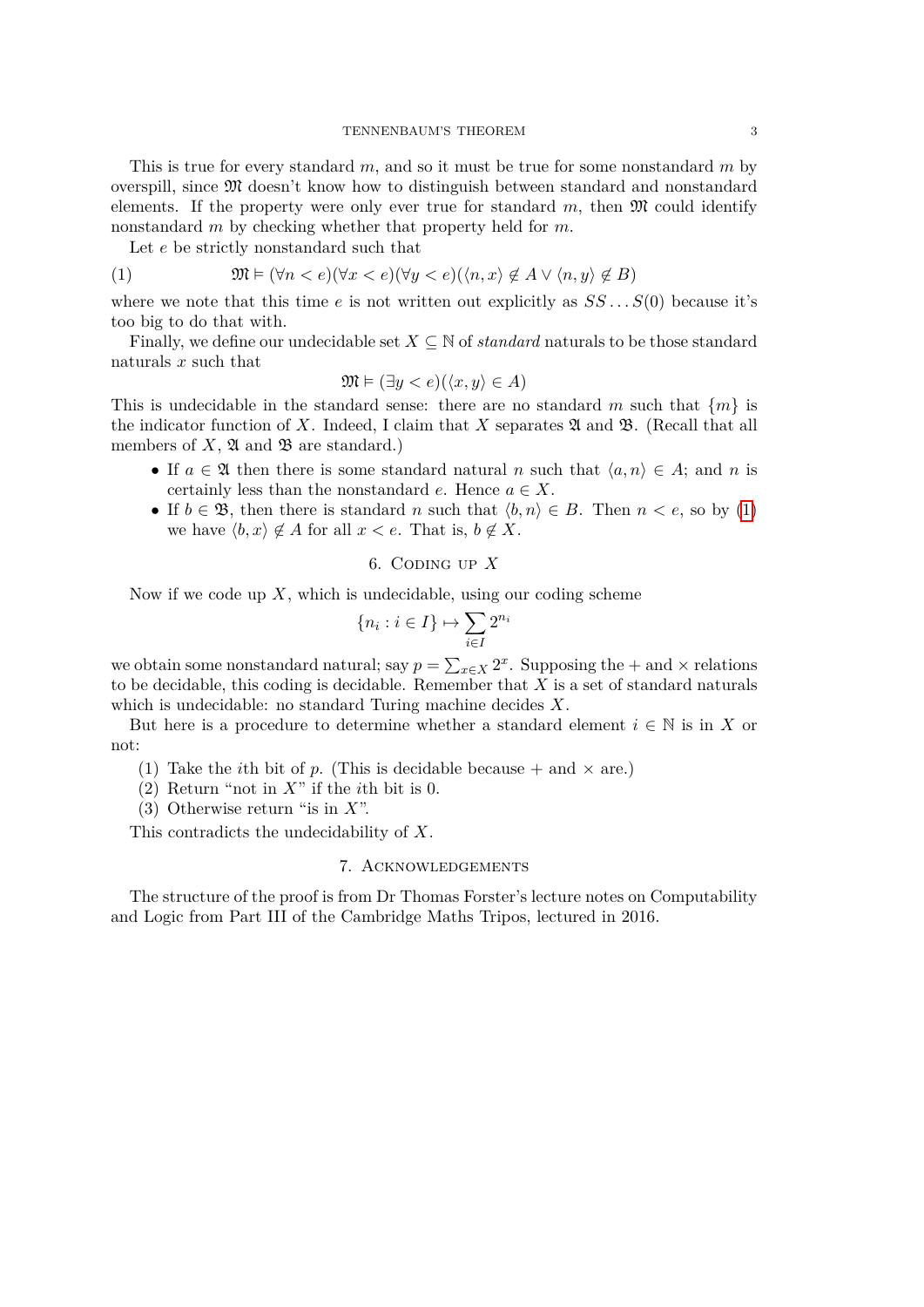This is true for every standard $m$, and so it must be true for some nonstandard $m$ by overspill, since $\mathfrak{M}$ doesn't know how to distinguish between standard and nonstandard elements. If the property were only ever true for standard $m$, then $\mathfrak{M}$ could identify nonstandard $m$ by checking whether that property held for $m$.

Let $e$ be strictly nonstandard such that

$$\mathfrak{M} \vDash (\forall n < e)(\forall x < e)(\forall y < e)(\langle n, x \rangle \notin A \vee \langle n, y \rangle \notin B) \tag{1}$$

where we note that this time $e$ is not written out explicitly as $SS \ldots S(0)$ because it's too big to do that with.

Finally, we define our undecidable set $X \subseteq \mathbb{N}$ of *standard* naturals to be those standard naturals $x$ such that

$$\mathfrak{M} \vDash (\exists y < e)(\langle x, y \rangle \in A)$$

This is undecidable in the standard sense: there are no standard $m$ such that $\{m\}$ is the indicator function of $X$. Indeed, I claim that $X$ separates $\mathfrak{A}$ and $\mathfrak{B}$. (Recall that all members of $X$, $\mathfrak{A}$ and $\mathfrak{B}$ are standard.)

- If $a \in \mathfrak{A}$ then there is some standard natural $n$ such that $\langle a, n \rangle \in A$; and $n$ is certainly less than the nonstandard $e$. Hence $a \in X$.
- If $b \in \mathfrak{B}$, then there is standard $n$ such that $\langle b, n \rangle \in B$. Then $n < e$, so by (1) we have $\langle b, x \rangle \notin A$ for all $x < e$. That is, $b \notin X$.

## 6. Coding up $X$

Now if we code up $X$, which is undecidable, using our coding scheme

$$\{n_i : i \in I\} \mapsto \sum_{i \in I} 2^{n_i}$$

we obtain some nonstandard natural; say $p = \sum_{x \in X} 2^x$. Supposing the $+$ and $\times$ relations to be decidable, this coding is decidable. Remember that $X$ is a set of standard naturals which is undecidable: no standard Turing machine decides $X$.

But here is a procedure to determine whether a standard element $i \in \mathbb{N}$ is in $X$ or not:

1. Take the $i$th bit of $p$. (This is decidable because $+$ and $\times$ are.)
2. Return "not in $X$" if the $i$th bit is 0.
3. Otherwise return "is in $X$".

This contradicts the undecidability of $X$.

## 7. Acknowledgements

The structure of the proof is from Dr Thomas Forster's lecture notes on Computability and Logic from Part III of the Cambridge Maths Tripos, lectured in 2016.